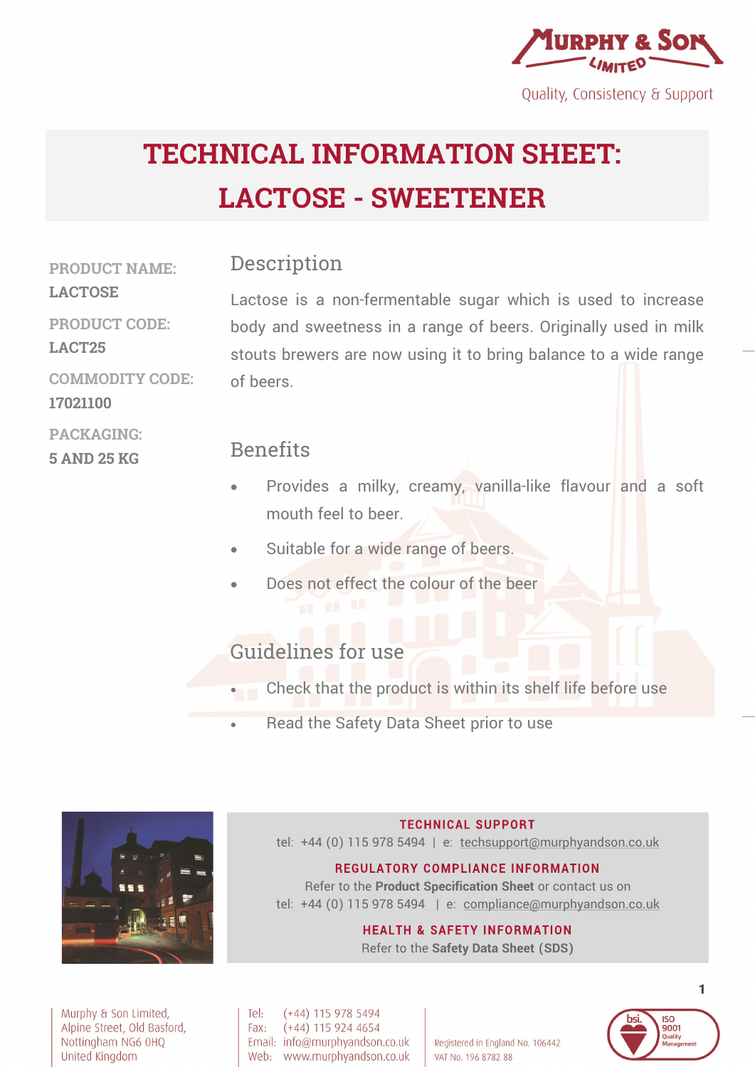Murphy & Son Limited

Quality, Consistency & Support

# TECHNICAL INFORMATION SHEET: LACTOSE - SWEETENER

**PRODUCT NAME:**
LACTOSE

**PRODUCT CODE:**
LACT25

**COMMODITY CODE:**
17021100

**PACKAGING:**
5 AND 25 KG

## Description

Lactose is a non-fermentable sugar which is used to increase body and sweetness in a range of beers. Originally used in milk stouts brewers are now using it to bring balance to a wide range of beers.

## Benefits

- Provides a milky, creamy, vanilla-like flavour and a soft mouth feel to beer.
- Suitable for a wide range of beers.
- Does not effect the colour of the beer

## Guidelines for use

- Check that the product is within its shelf life before use
- Read the Safety Data Sheet prior to use

**TECHNICAL SUPPORT**
tel: +44 (0) 115 978 5494 | e: techsupport@murphyandson.co.uk

**REGULATORY COMPLIANCE INFORMATION**
Refer to the **Product Specification Sheet** or contact us on
tel: +44 (0) 115 978 5494 | e: compliance@murphyandson.co.uk

**HEALTH & SAFETY INFORMATION**
Refer to the **Safety Data Sheet (SDS)**

Murphy & Son Limited,
Alpine Street, Old Basford,
Nottingham NG6 0HQ
United Kingdom

Tel: (+44) 115 978 5494
Fax: (+44) 115 924 4654
Email: info@murphyandson.co.uk
Web: www.murphyandson.co.uk

Registered in England No. 106442
VAT No. 196 8782 88

bsi. ISO 9001 Quality Management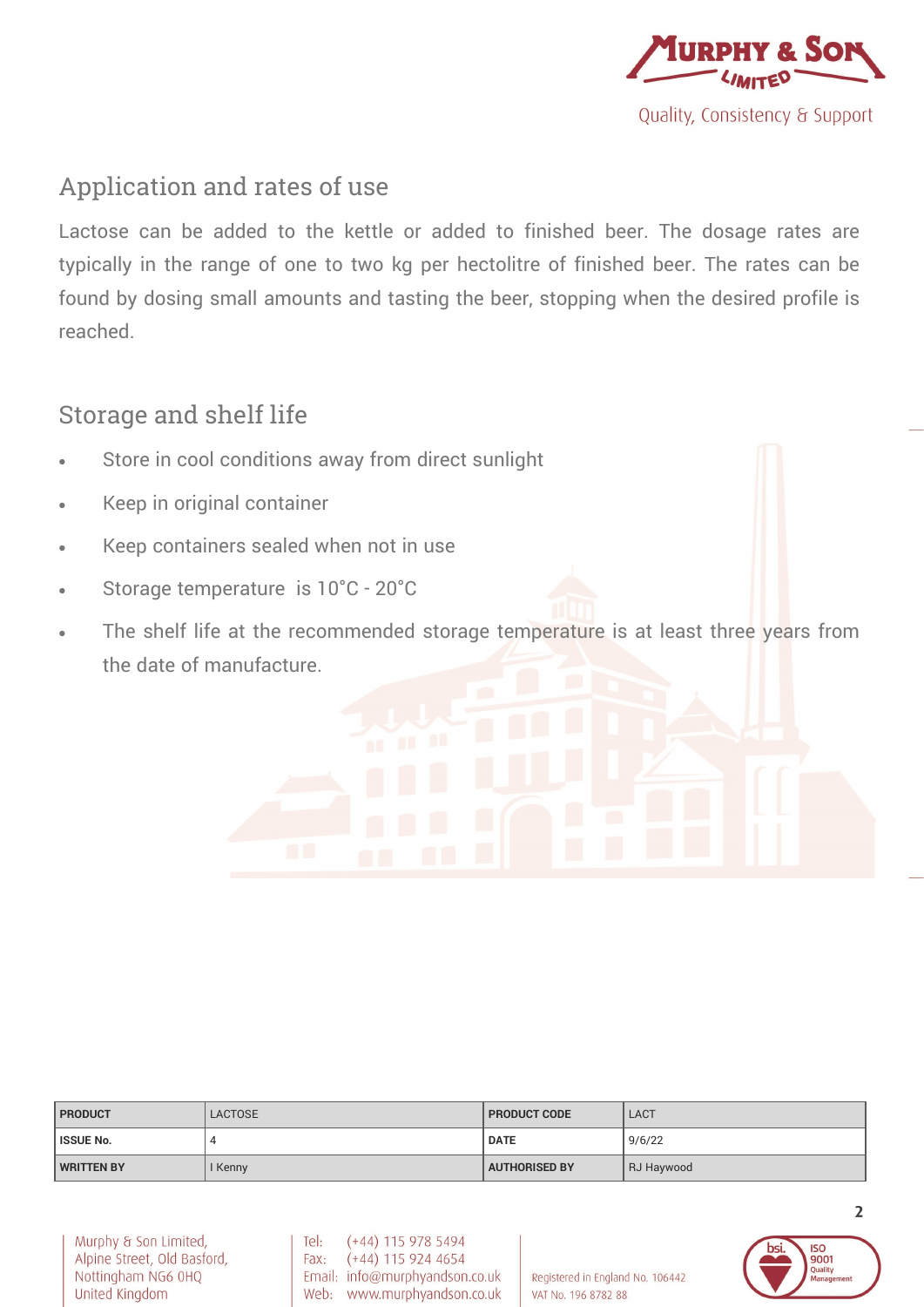## Application and rates of use

Lactose can be added to the kettle or added to finished beer. The dosage rates are typically in the range of one to two kg per hectolitre of finished beer. The rates can be found by dosing small amounts and tasting the beer, stopping when the desired profile is reached.

## Storage and shelf life

- Store in cool conditions away from direct sunlight
- Keep in original container
- Keep containers sealed when not in use
- Storage temperature is 10°C - 20°C
- The shelf life at the recommended storage temperature is at least three years from the date of manufacture.

| | | | |
|---|---|---|---|
| **PRODUCT** | LACTOSE | **PRODUCT CODE** | LACT |
| **ISSUE No.** | 4 | **DATE** | 9/6/22 |
| **WRITTEN BY** | I Kenny | **AUTHORISED BY** | RJ Haywood |

Murphy & Son Limited,
Alpine Street, Old Basford,
Nottingham NG6 0HQ
United Kingdom

Tel: (+44) 115 978 5494
Fax: (+44) 115 924 4654
Email: info@murphyandson.co.uk
Web: www.murphyandson.co.uk

Registered in England No. 106442
VAT No. 196 8782 88